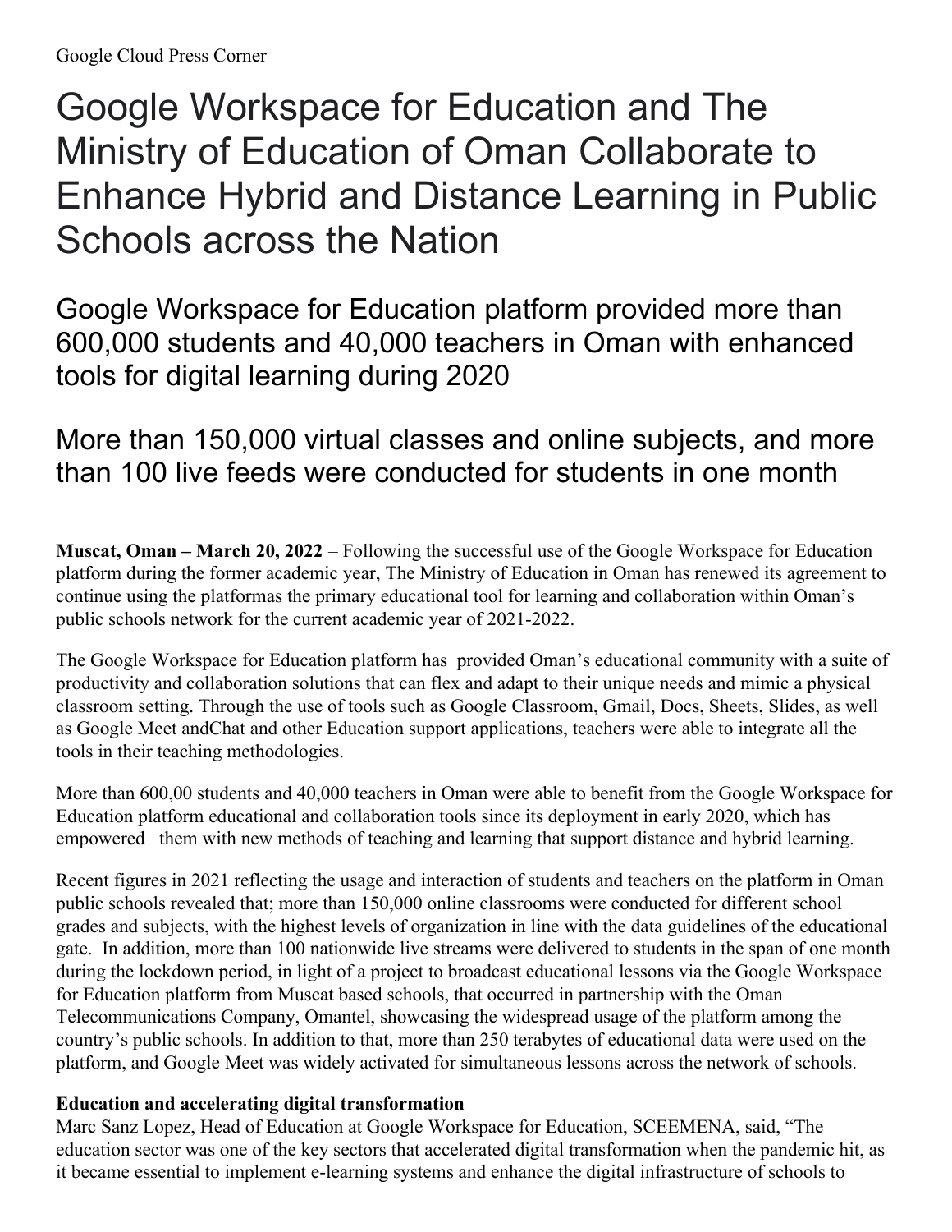Google Cloud Press Corner

# Google Workspace for Education and The Ministry of Education of Oman Collaborate to Enhance Hybrid and Distance Learning in Public Schools across the Nation

## Google Workspace for Education platform provided more than 600,000 students and 40,000 teachers in Oman with enhanced tools for digital learning during 2020

## More than 150,000 virtual classes and online subjects, and more than 100 live feeds were conducted for students in one month

**Muscat, Oman – March 20, 2022** – Following the successful use of the Google Workspace for Education platform during the former academic year, The Ministry of Education in Oman has renewed its agreement to continue using the platformas the primary educational tool for learning and collaboration within Oman's public schools network for the current academic year of 2021-2022.

The Google Workspace for Education platform has provided Oman's educational community with a suite of productivity and collaboration solutions that can flex and adapt to their unique needs and mimic a physical classroom setting. Through the use of tools such as Google Classroom, Gmail, Docs, Sheets, Slides, as well as Google Meet andChat and other Education support applications, teachers were able to integrate all the tools in their teaching methodologies.

More than 600,00 students and 40,000 teachers in Oman were able to benefit from the Google Workspace for Education platform educational and collaboration tools since its deployment in early 2020, which has empowered them with new methods of teaching and learning that support distance and hybrid learning.

Recent figures in 2021 reflecting the usage and interaction of students and teachers on the platform in Oman public schools revealed that; more than 150,000 online classrooms were conducted for different school grades and subjects, with the highest levels of organization in line with the data guidelines of the educational gate. In addition, more than 100 nationwide live streams were delivered to students in the span of one month during the lockdown period, in light of a project to broadcast educational lessons via the Google Workspace for Education platform from Muscat based schools, that occurred in partnership with the Oman Telecommunications Company, Omantel, showcasing the widespread usage of the platform among the country's public schools. In addition to that, more than 250 terabytes of educational data were used on the platform, and Google Meet was widely activated for simultaneous lessons across the network of schools.

**Education and accelerating digital transformation**

Marc Sanz Lopez, Head of Education at Google Workspace for Education, SCEEMENA, said, "The education sector was one of the key sectors that accelerated digital transformation when the pandemic hit, as it became essential to implement e-learning systems and enhance the digital infrastructure of schools to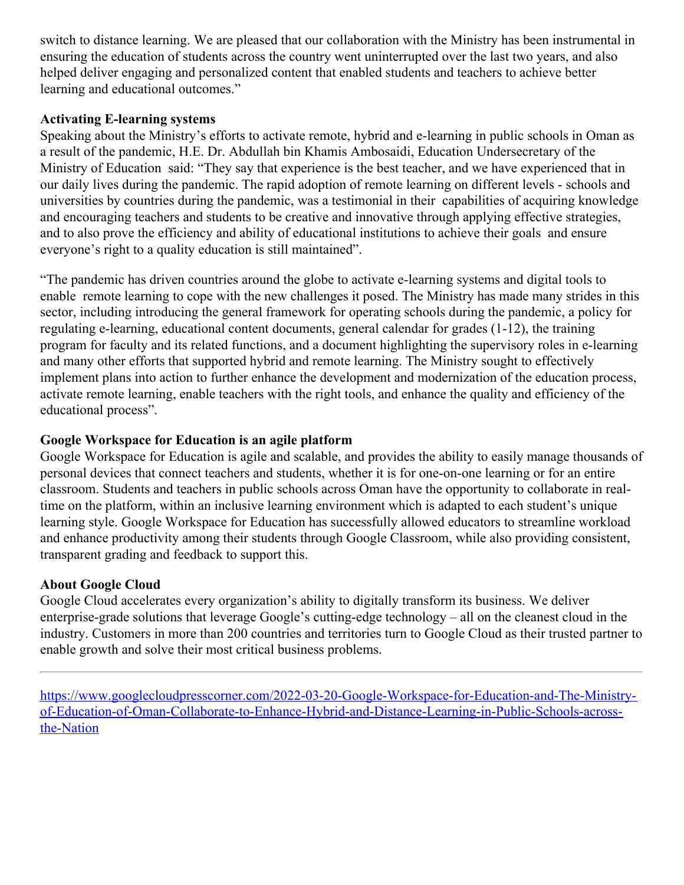switch to distance learning. We are pleased that our collaboration with the Ministry has been instrumental in ensuring the education of students across the country went uninterrupted over the last two years, and also helped deliver engaging and personalized content that enabled students and teachers to achieve better learning and educational outcomes."

**Activating E-learning systems**

Speaking about the Ministry's efforts to activate remote, hybrid and e-learning in public schools in Oman as a result of the pandemic, H.E. Dr. Abdullah bin Khamis Ambosaidi, Education Undersecretary of the Ministry of Education said: "They say that experience is the best teacher, and we have experienced that in our daily lives during the pandemic. The rapid adoption of remote learning on different levels - schools and universities by countries during the pandemic, was a testimonial in their capabilities of acquiring knowledge and encouraging teachers and students to be creative and innovative through applying effective strategies, and to also prove the efficiency and ability of educational institutions to achieve their goals and ensure everyone's right to a quality education is still maintained".

"The pandemic has driven countries around the globe to activate e-learning systems and digital tools to enable remote learning to cope with the new challenges it posed. The Ministry has made many strides in this sector, including introducing the general framework for operating schools during the pandemic, a policy for regulating e-learning, educational content documents, general calendar for grades (1-12), the training program for faculty and its related functions, and a document highlighting the supervisory roles in e-learning and many other efforts that supported hybrid and remote learning. The Ministry sought to effectively implement plans into action to further enhance the development and modernization of the education process, activate remote learning, enable teachers with the right tools, and enhance the quality and efficiency of the educational process".

**Google Workspace for Education is an agile platform**

Google Workspace for Education is agile and scalable, and provides the ability to easily manage thousands of personal devices that connect teachers and students, whether it is for one-on-one learning or for an entire classroom. Students and teachers in public schools across Oman have the opportunity to collaborate in real-time on the platform, within an inclusive learning environment which is adapted to each student's unique learning style. Google Workspace for Education has successfully allowed educators to streamline workload and enhance productivity among their students through Google Classroom, while also providing consistent, transparent grading and feedback to support this.

**About Google Cloud**

Google Cloud accelerates every organization's ability to digitally transform its business. We deliver enterprise-grade solutions that leverage Google's cutting-edge technology – all on the cleanest cloud in the industry. Customers in more than 200 countries and territories turn to Google Cloud as their trusted partner to enable growth and solve their most critical business problems.

---

https://www.googlecloudpresscorner.com/2022-03-20-Google-Workspace-for-Education-and-The-Ministry-of-Education-of-Oman-Collaborate-to-Enhance-Hybrid-and-Distance-Learning-in-Public-Schools-across-the-Nation